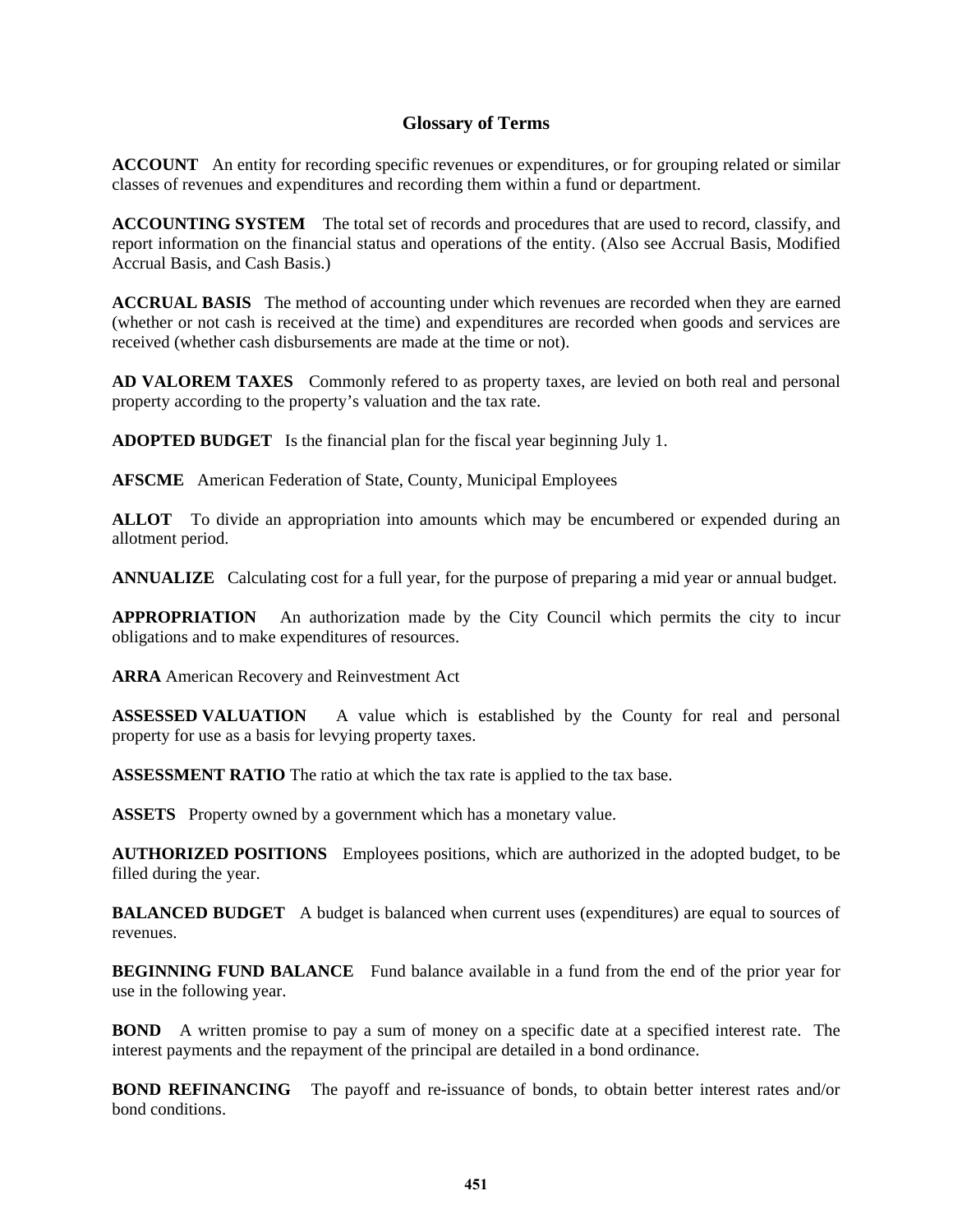# Glossary of Terms

**ACCOUNT** An entity for recording specific revenues or expenditures, or for grouping related or similar classes of revenues and expenditures and recording them within a fund or department.

**ACCOUNTING SYSTEM** The total set of records and procedures that are used to record, classify, and report information on the financial status and operations of the entity. (Also see Accrual Basis, Modified Accrual Basis, and Cash Basis.)

**ACCRUAL BASIS** The method of accounting under which revenues are recorded when they are earned (whether or not cash is received at the time) and expenditures are recorded when goods and services are received (whether cash disbursements are made at the time or not).

**AD VALOREM TAXES** Commonly refered to as property taxes, are levied on both real and personal property according to the property's valuation and the tax rate.

**ADOPTED BUDGET** Is the financial plan for the fiscal year beginning July 1.

**AFSCME** American Federation of State, County, Municipal Employees

**ALLOT** To divide an appropriation into amounts which may be encumbered or expended during an allotment period.

**ANNUALIZE** Calculating cost for a full year, for the purpose of preparing a mid year or annual budget.

**APPROPRIATION** An authorization made by the City Council which permits the city to incur obligations and to make expenditures of resources.

**ARRA** American Recovery and Reinvestment Act

**ASSESSED VALUATION** A value which is established by the County for real and personal property for use as a basis for levying property taxes.

**ASSESSMENT RATIO** The ratio at which the tax rate is applied to the tax base.

**ASSETS** Property owned by a government which has a monetary value.

**AUTHORIZED POSITIONS** Employees positions, which are authorized in the adopted budget, to be filled during the year.

**BALANCED BUDGET** A budget is balanced when current uses (expenditures) are equal to sources of revenues.

**BEGINNING FUND BALANCE** Fund balance available in a fund from the end of the prior year for use in the following year.

**BOND** A written promise to pay a sum of money on a specific date at a specified interest rate. The interest payments and the repayment of the principal are detailed in a bond ordinance.

**BOND REFINANCING** The payoff and re-issuance of bonds, to obtain better interest rates and/or bond conditions.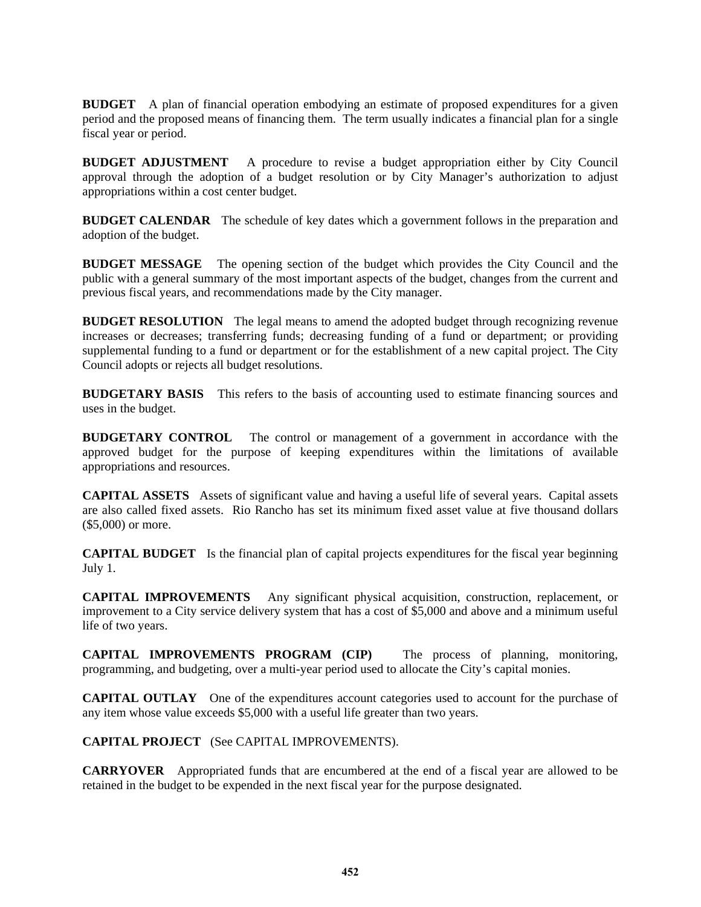**BUDGET** A plan of financial operation embodying an estimate of proposed expenditures for a given period and the proposed means of financing them. The term usually indicates a financial plan for a single fiscal year or period.

**BUDGET ADJUSTMENT** A procedure to revise a budget appropriation either by City Council approval through the adoption of a budget resolution or by City Manager's authorization to adjust appropriations within a cost center budget.

**BUDGET CALENDAR** The schedule of key dates which a government follows in the preparation and adoption of the budget.

**BUDGET MESSAGE** The opening section of the budget which provides the City Council and the public with a general summary of the most important aspects of the budget, changes from the current and previous fiscal years, and recommendations made by the City manager.

**BUDGET RESOLUTION** The legal means to amend the adopted budget through recognizing revenue increases or decreases; transferring funds; decreasing funding of a fund or department; or providing supplemental funding to a fund or department or for the establishment of a new capital project. The City Council adopts or rejects all budget resolutions.

**BUDGETARY BASIS** This refers to the basis of accounting used to estimate financing sources and uses in the budget.

**BUDGETARY CONTROL** The control or management of a government in accordance with the approved budget for the purpose of keeping expenditures within the limitations of available appropriations and resources.

**CAPITAL ASSETS** Assets of significant value and having a useful life of several years. Capital assets are also called fixed assets. Rio Rancho has set its minimum fixed asset value at five thousand dollars ($5,000) or more.

**CAPITAL BUDGET** Is the financial plan of capital projects expenditures for the fiscal year beginning July 1.

**CAPITAL IMPROVEMENTS** Any significant physical acquisition, construction, replacement, or improvement to a City service delivery system that has a cost of $5,000 and above and a minimum useful life of two years.

**CAPITAL IMPROVEMENTS PROGRAM (CIP)** The process of planning, monitoring, programming, and budgeting, over a multi-year period used to allocate the City's capital monies.

**CAPITAL OUTLAY** One of the expenditures account categories used to account for the purchase of any item whose value exceeds $5,000 with a useful life greater than two years.

**CAPITAL PROJECT** (See CAPITAL IMPROVEMENTS).

**CARRYOVER** Appropriated funds that are encumbered at the end of a fiscal year are allowed to be retained in the budget to be expended in the next fiscal year for the purpose designated.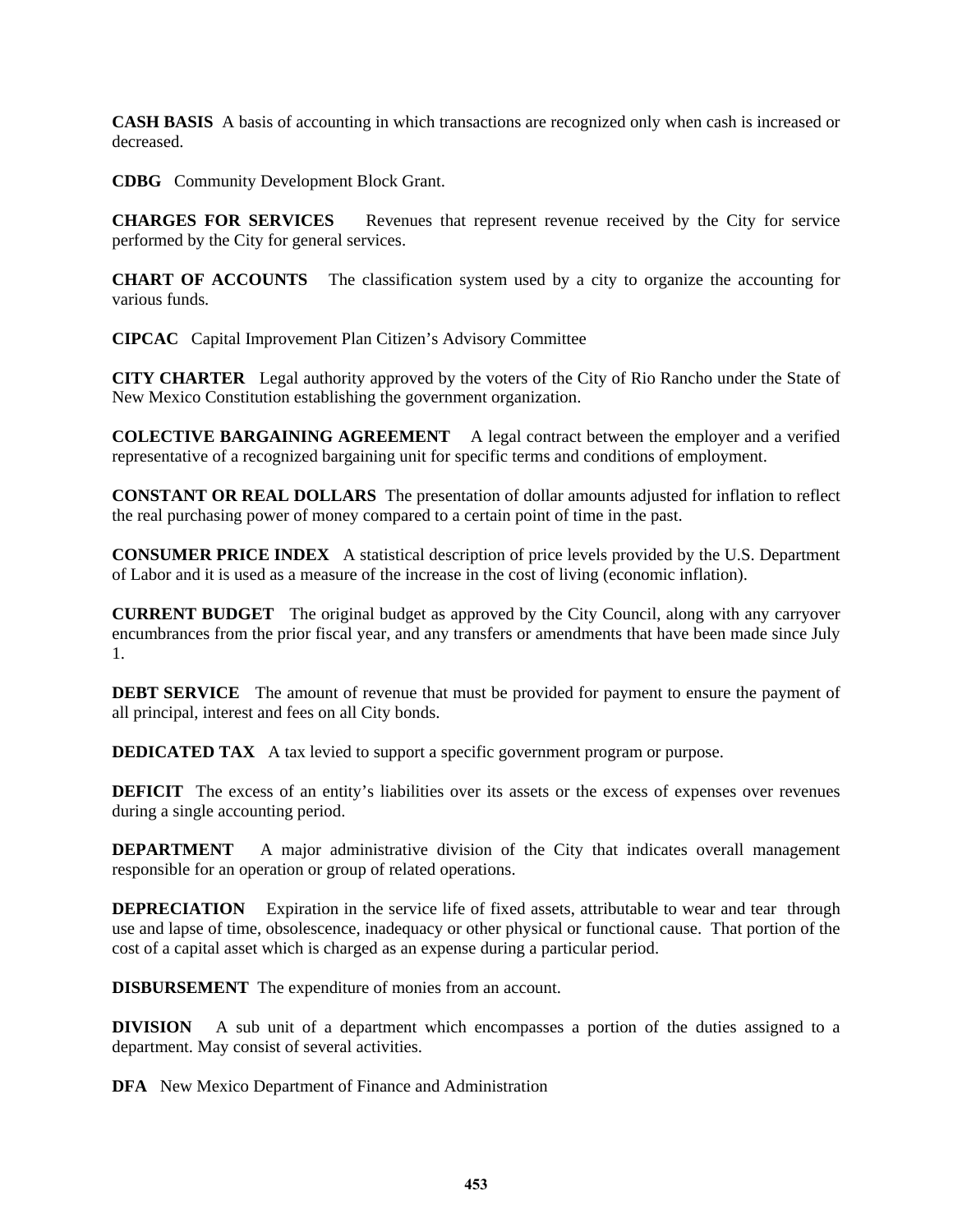**CASH BASIS** A basis of accounting in which transactions are recognized only when cash is increased or decreased.

**CDBG** Community Development Block Grant.

**CHARGES FOR SERVICES** Revenues that represent revenue received by the City for service performed by the City for general services.

**CHART OF ACCOUNTS** The classification system used by a city to organize the accounting for various funds.

**CIPCAC** Capital Improvement Plan Citizen's Advisory Committee

**CITY CHARTER** Legal authority approved by the voters of the City of Rio Rancho under the State of New Mexico Constitution establishing the government organization.

**COLECTIVE BARGAINING AGREEMENT** A legal contract between the employer and a verified representative of a recognized bargaining unit for specific terms and conditions of employment.

**CONSTANT OR REAL DOLLARS** The presentation of dollar amounts adjusted for inflation to reflect the real purchasing power of money compared to a certain point of time in the past.

**CONSUMER PRICE INDEX** A statistical description of price levels provided by the U.S. Department of Labor and it is used as a measure of the increase in the cost of living (economic inflation).

**CURRENT BUDGET** The original budget as approved by the City Council, along with any carryover encumbrances from the prior fiscal year, and any transfers or amendments that have been made since July 1.

**DEBT SERVICE** The amount of revenue that must be provided for payment to ensure the payment of all principal, interest and fees on all City bonds.

**DEDICATED TAX** A tax levied to support a specific government program or purpose.

**DEFICIT** The excess of an entity's liabilities over its assets or the excess of expenses over revenues during a single accounting period.

**DEPARTMENT** A major administrative division of the City that indicates overall management responsible for an operation or group of related operations.

**DEPRECIATION** Expiration in the service life of fixed assets, attributable to wear and tear through use and lapse of time, obsolescence, inadequacy or other physical or functional cause. That portion of the cost of a capital asset which is charged as an expense during a particular period.

**DISBURSEMENT** The expenditure of monies from an account.

**DIVISION** A sub unit of a department which encompasses a portion of the duties assigned to a department. May consist of several activities.

**DFA** New Mexico Department of Finance and Administration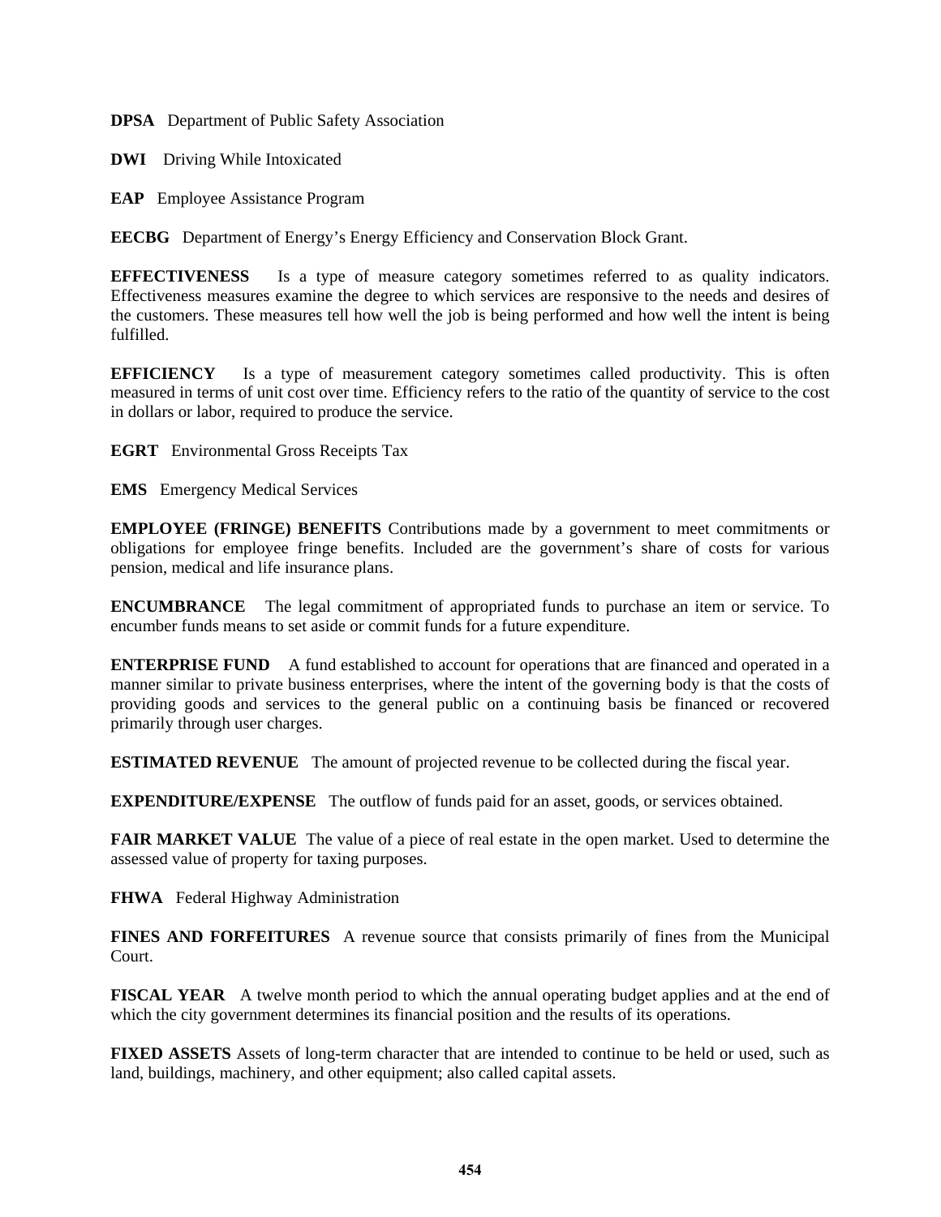**DPSA** Department of Public Safety Association

**DWI** Driving While Intoxicated

**EAP** Employee Assistance Program

**EECBG** Department of Energy's Energy Efficiency and Conservation Block Grant.

**EFFECTIVENESS** Is a type of measure category sometimes referred to as quality indicators. Effectiveness measures examine the degree to which services are responsive to the needs and desires of the customers. These measures tell how well the job is being performed and how well the intent is being fulfilled.

**EFFICIENCY** Is a type of measurement category sometimes called productivity. This is often measured in terms of unit cost over time. Efficiency refers to the ratio of the quantity of service to the cost in dollars or labor, required to produce the service.

**EGRT** Environmental Gross Receipts Tax

**EMS** Emergency Medical Services

**EMPLOYEE (FRINGE) BENEFITS** Contributions made by a government to meet commitments or obligations for employee fringe benefits. Included are the government's share of costs for various pension, medical and life insurance plans.

**ENCUMBRANCE** The legal commitment of appropriated funds to purchase an item or service. To encumber funds means to set aside or commit funds for a future expenditure.

**ENTERPRISE FUND** A fund established to account for operations that are financed and operated in a manner similar to private business enterprises, where the intent of the governing body is that the costs of providing goods and services to the general public on a continuing basis be financed or recovered primarily through user charges.

**ESTIMATED REVENUE** The amount of projected revenue to be collected during the fiscal year.

**EXPENDITURE/EXPENSE** The outflow of funds paid for an asset, goods, or services obtained.

**FAIR MARKET VALUE** The value of a piece of real estate in the open market. Used to determine the assessed value of property for taxing purposes.

**FHWA** Federal Highway Administration

**FINES AND FORFEITURES** A revenue source that consists primarily of fines from the Municipal Court.

**FISCAL YEAR** A twelve month period to which the annual operating budget applies and at the end of which the city government determines its financial position and the results of its operations.

**FIXED ASSETS** Assets of long-term character that are intended to continue to be held or used, such as land, buildings, machinery, and other equipment; also called capital assets.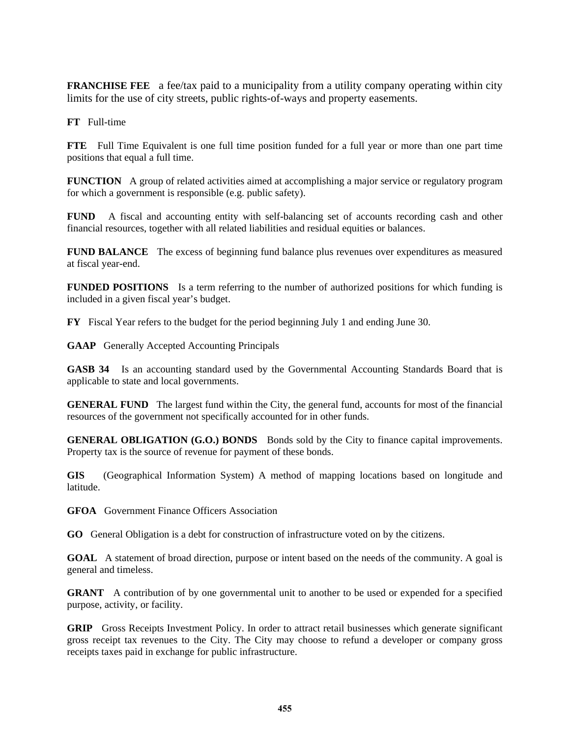**FRANCHISE FEE** a fee/tax paid to a municipality from a utility company operating within city limits for the use of city streets, public rights-of-ways and property easements.

**FT** Full-time

**FTE** Full Time Equivalent is one full time position funded for a full year or more than one part time positions that equal a full time.

**FUNCTION** A group of related activities aimed at accomplishing a major service or regulatory program for which a government is responsible (e.g. public safety).

**FUND** A fiscal and accounting entity with self-balancing set of accounts recording cash and other financial resources, together with all related liabilities and residual equities or balances.

**FUND BALANCE** The excess of beginning fund balance plus revenues over expenditures as measured at fiscal year-end.

**FUNDED POSITIONS** Is a term referring to the number of authorized positions for which funding is included in a given fiscal year's budget.

**FY** Fiscal Year refers to the budget for the period beginning July 1 and ending June 30.

**GAAP** Generally Accepted Accounting Principals

**GASB 34** Is an accounting standard used by the Governmental Accounting Standards Board that is applicable to state and local governments.

**GENERAL FUND** The largest fund within the City, the general fund, accounts for most of the financial resources of the government not specifically accounted for in other funds.

**GENERAL OBLIGATION (G.O.) BONDS** Bonds sold by the City to finance capital improvements. Property tax is the source of revenue for payment of these bonds.

**GIS** (Geographical Information System) A method of mapping locations based on longitude and latitude.

**GFOA** Government Finance Officers Association

**GO** General Obligation is a debt for construction of infrastructure voted on by the citizens.

**GOAL** A statement of broad direction, purpose or intent based on the needs of the community. A goal is general and timeless.

**GRANT** A contribution of by one governmental unit to another to be used or expended for a specified purpose, activity, or facility.

**GRIP** Gross Receipts Investment Policy. In order to attract retail businesses which generate significant gross receipt tax revenues to the City. The City may choose to refund a developer or company gross receipts taxes paid in exchange for public infrastructure.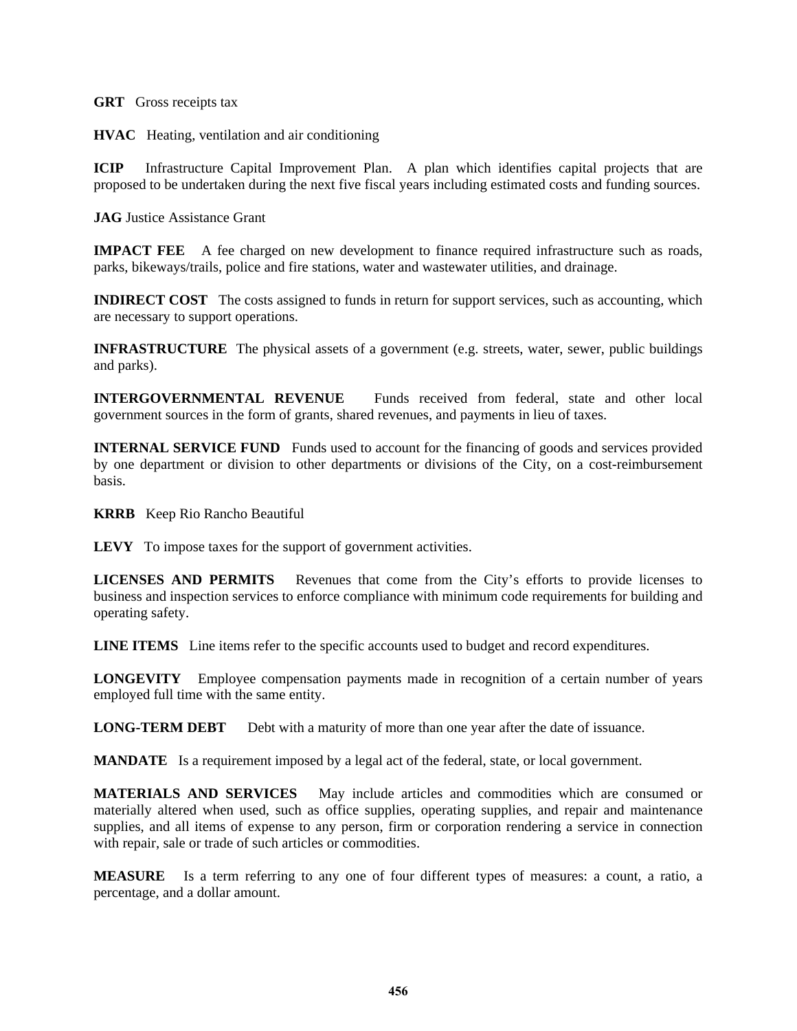**GRT** Gross receipts tax

**HVAC** Heating, ventilation and air conditioning

**ICIP** Infrastructure Capital Improvement Plan. A plan which identifies capital projects that are proposed to be undertaken during the next five fiscal years including estimated costs and funding sources.

**JAG** Justice Assistance Grant

**IMPACT FEE** A fee charged on new development to finance required infrastructure such as roads, parks, bikeways/trails, police and fire stations, water and wastewater utilities, and drainage.

**INDIRECT COST** The costs assigned to funds in return for support services, such as accounting, which are necessary to support operations.

**INFRASTRUCTURE** The physical assets of a government (e.g. streets, water, sewer, public buildings and parks).

**INTERGOVERNMENTAL REVENUE** Funds received from federal, state and other local government sources in the form of grants, shared revenues, and payments in lieu of taxes.

**INTERNAL SERVICE FUND** Funds used to account for the financing of goods and services provided by one department or division to other departments or divisions of the City, on a cost-reimbursement basis.

**KRRB** Keep Rio Rancho Beautiful

**LEVY** To impose taxes for the support of government activities.

**LICENSES AND PERMITS** Revenues that come from the City's efforts to provide licenses to business and inspection services to enforce compliance with minimum code requirements for building and operating safety.

**LINE ITEMS** Line items refer to the specific accounts used to budget and record expenditures.

**LONGEVITY** Employee compensation payments made in recognition of a certain number of years employed full time with the same entity.

**LONG-TERM DEBT** Debt with a maturity of more than one year after the date of issuance.

**MANDATE** Is a requirement imposed by a legal act of the federal, state, or local government.

**MATERIALS AND SERVICES** May include articles and commodities which are consumed or materially altered when used, such as office supplies, operating supplies, and repair and maintenance supplies, and all items of expense to any person, firm or corporation rendering a service in connection with repair, sale or trade of such articles or commodities.

**MEASURE** Is a term referring to any one of four different types of measures: a count, a ratio, a percentage, and a dollar amount.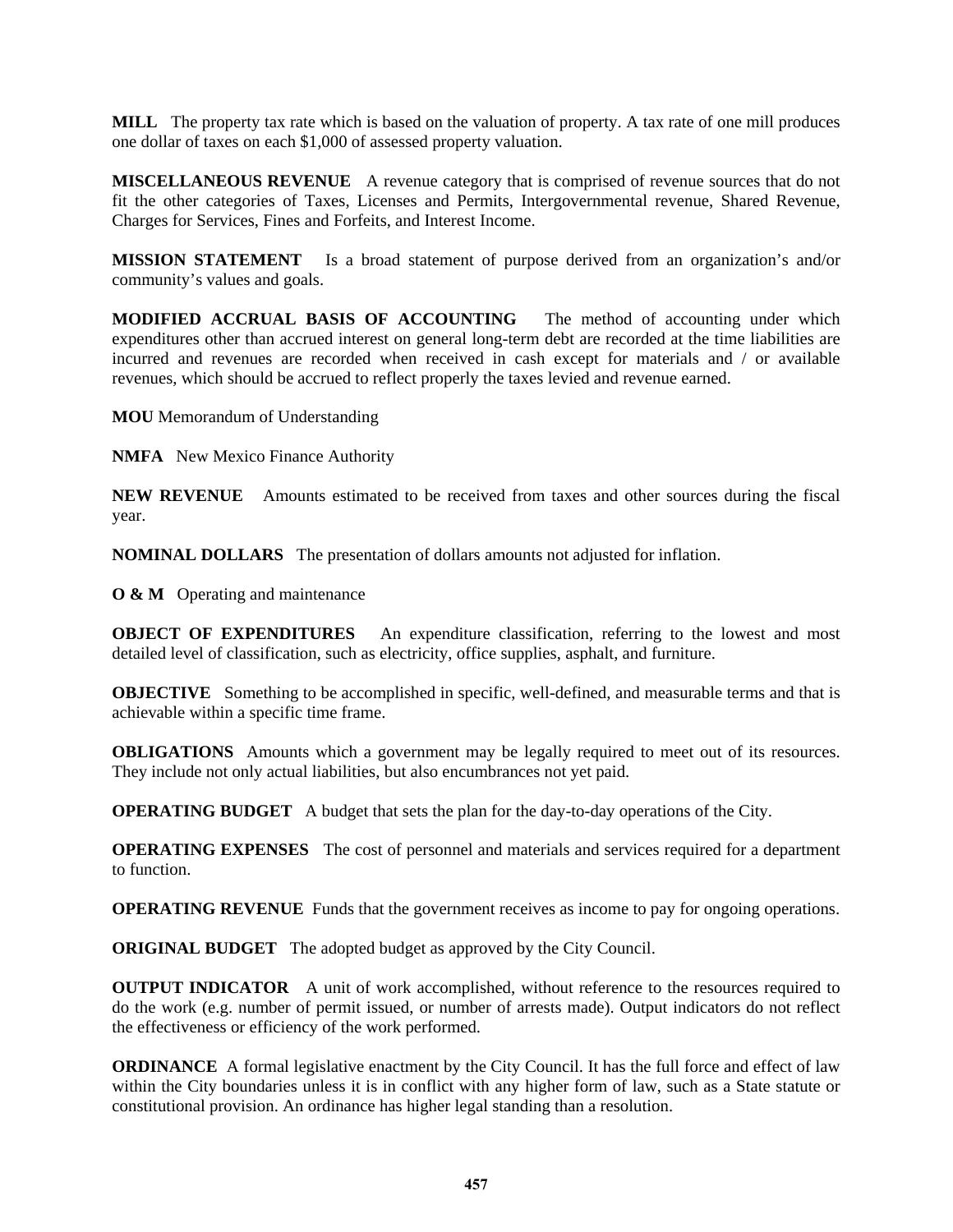**MILL** The property tax rate which is based on the valuation of property. A tax rate of one mill produces one dollar of taxes on each $1,000 of assessed property valuation.

**MISCELLANEOUS REVENUE** A revenue category that is comprised of revenue sources that do not fit the other categories of Taxes, Licenses and Permits, Intergovernmental revenue, Shared Revenue, Charges for Services, Fines and Forfeits, and Interest Income.

**MISSION STATEMENT** Is a broad statement of purpose derived from an organization's and/or community's values and goals.

**MODIFIED ACCRUAL BASIS OF ACCOUNTING** The method of accounting under which expenditures other than accrued interest on general long-term debt are recorded at the time liabilities are incurred and revenues are recorded when received in cash except for materials and / or available revenues, which should be accrued to reflect properly the taxes levied and revenue earned.

**MOU** Memorandum of Understanding

**NMFA** New Mexico Finance Authority

**NEW REVENUE** Amounts estimated to be received from taxes and other sources during the fiscal year.

**NOMINAL DOLLARS** The presentation of dollars amounts not adjusted for inflation.

**O & M** Operating and maintenance

**OBJECT OF EXPENDITURES** An expenditure classification, referring to the lowest and most detailed level of classification, such as electricity, office supplies, asphalt, and furniture.

**OBJECTIVE** Something to be accomplished in specific, well-defined, and measurable terms and that is achievable within a specific time frame.

**OBLIGATIONS** Amounts which a government may be legally required to meet out of its resources. They include not only actual liabilities, but also encumbrances not yet paid.

**OPERATING BUDGET** A budget that sets the plan for the day-to-day operations of the City.

**OPERATING EXPENSES** The cost of personnel and materials and services required for a department to function.

**OPERATING REVENUE** Funds that the government receives as income to pay for ongoing operations.

**ORIGINAL BUDGET** The adopted budget as approved by the City Council.

**OUTPUT INDICATOR** A unit of work accomplished, without reference to the resources required to do the work (e.g. number of permit issued, or number of arrests made). Output indicators do not reflect the effectiveness or efficiency of the work performed.

**ORDINANCE** A formal legislative enactment by the City Council. It has the full force and effect of law within the City boundaries unless it is in conflict with any higher form of law, such as a State statute or constitutional provision. An ordinance has higher legal standing than a resolution.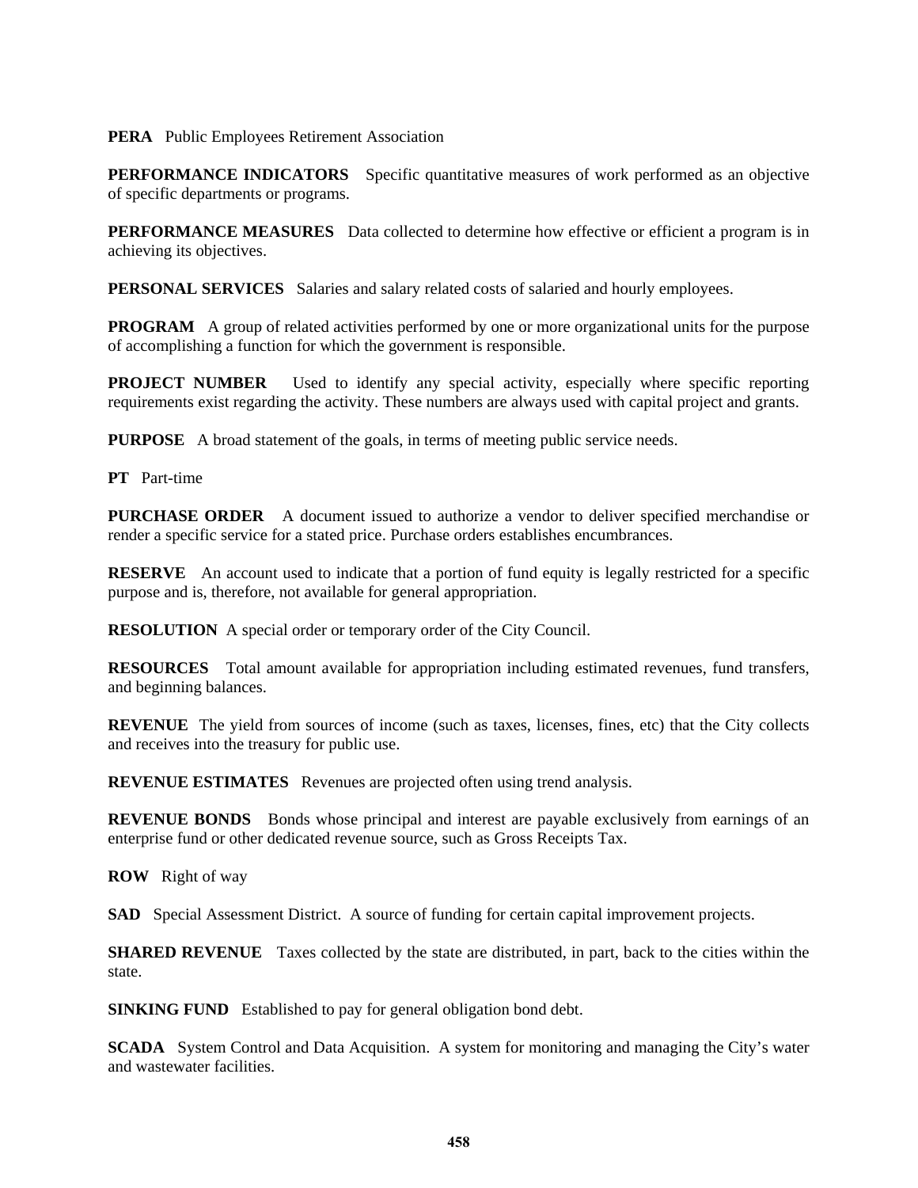**PERA** Public Employees Retirement Association

**PERFORMANCE INDICATORS** Specific quantitative measures of work performed as an objective of specific departments or programs.

**PERFORMANCE MEASURES** Data collected to determine how effective or efficient a program is in achieving its objectives.

**PERSONAL SERVICES** Salaries and salary related costs of salaried and hourly employees.

**PROGRAM** A group of related activities performed by one or more organizational units for the purpose of accomplishing a function for which the government is responsible.

**PROJECT NUMBER** Used to identify any special activity, especially where specific reporting requirements exist regarding the activity. These numbers are always used with capital project and grants.

**PURPOSE** A broad statement of the goals, in terms of meeting public service needs.

**PT** Part-time

**PURCHASE ORDER** A document issued to authorize a vendor to deliver specified merchandise or render a specific service for a stated price. Purchase orders establishes encumbrances.

**RESERVE** An account used to indicate that a portion of fund equity is legally restricted for a specific purpose and is, therefore, not available for general appropriation.

**RESOLUTION** A special order or temporary order of the City Council.

**RESOURCES** Total amount available for appropriation including estimated revenues, fund transfers, and beginning balances.

**REVENUE** The yield from sources of income (such as taxes, licenses, fines, etc) that the City collects and receives into the treasury for public use.

**REVENUE ESTIMATES** Revenues are projected often using trend analysis.

**REVENUE BONDS** Bonds whose principal and interest are payable exclusively from earnings of an enterprise fund or other dedicated revenue source, such as Gross Receipts Tax.

**ROW** Right of way

**SAD** Special Assessment District. A source of funding for certain capital improvement projects.

**SHARED REVENUE** Taxes collected by the state are distributed, in part, back to the cities within the state.

**SINKING FUND** Established to pay for general obligation bond debt.

**SCADA** System Control and Data Acquisition. A system for monitoring and managing the City's water and wastewater facilities.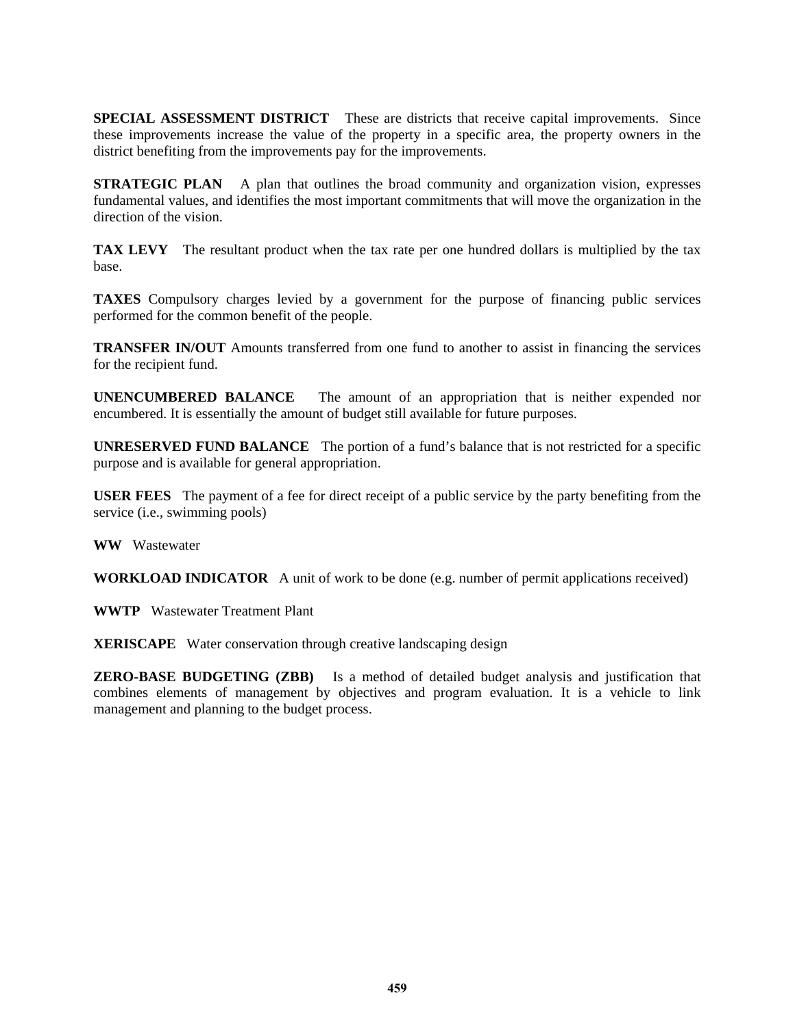**SPECIAL ASSESSMENT DISTRICT** These are districts that receive capital improvements. Since these improvements increase the value of the property in a specific area, the property owners in the district benefiting from the improvements pay for the improvements.

**STRATEGIC PLAN** A plan that outlines the broad community and organization vision, expresses fundamental values, and identifies the most important commitments that will move the organization in the direction of the vision.

**TAX LEVY** The resultant product when the tax rate per one hundred dollars is multiplied by the tax base.

**TAXES** Compulsory charges levied by a government for the purpose of financing public services performed for the common benefit of the people.

**TRANSFER IN/OUT** Amounts transferred from one fund to another to assist in financing the services for the recipient fund.

**UNENCUMBERED BALANCE** The amount of an appropriation that is neither expended nor encumbered. It is essentially the amount of budget still available for future purposes.

**UNRESERVED FUND BALANCE** The portion of a fund's balance that is not restricted for a specific purpose and is available for general appropriation.

**USER FEES** The payment of a fee for direct receipt of a public service by the party benefiting from the service (i.e., swimming pools)

**WW** Wastewater

**WORKLOAD INDICATOR** A unit of work to be done (e.g. number of permit applications received)

**WWTP** Wastewater Treatment Plant

**XERISCAPE** Water conservation through creative landscaping design

**ZERO-BASE BUDGETING (ZBB)** Is a method of detailed budget analysis and justification that combines elements of management by objectives and program evaluation. It is a vehicle to link management and planning to the budget process.